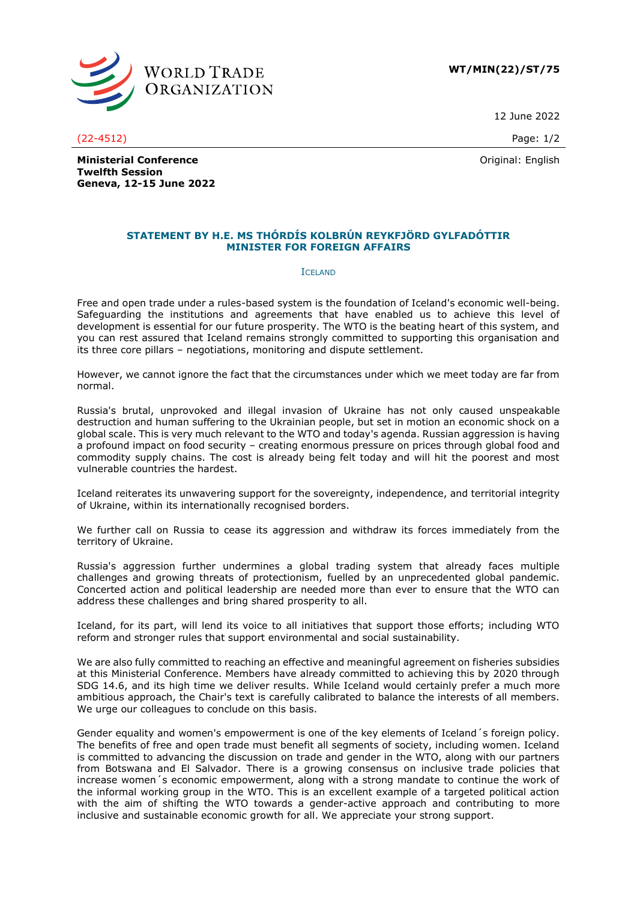WT/MIN(22)/ST/75

12 June 2022

(22-4512)

Original: English

**Ministerial Conference**
**Twelfth Session**
**Geneva, 12-15 June 2022**

## STATEMENT BY H.E. MS THÓRDÍS KOLBRÚN REYKFJÖRD GYLFADÓTTIR MINISTER FOR FOREIGN AFFAIRS

ICELAND

Free and open trade under a rules-based system is the foundation of Iceland's economic well-being. Safeguarding the institutions and agreements that have enabled us to achieve this level of development is essential for our future prosperity. The WTO is the beating heart of this system, and you can rest assured that Iceland remains strongly committed to supporting this organisation and its three core pillars – negotiations, monitoring and dispute settlement.

However, we cannot ignore the fact that the circumstances under which we meet today are far from normal.

Russia's brutal, unprovoked and illegal invasion of Ukraine has not only caused unspeakable destruction and human suffering to the Ukrainian people, but set in motion an economic shock on a global scale. This is very much relevant to the WTO and today's agenda. Russian aggression is having a profound impact on food security – creating enormous pressure on prices through global food and commodity supply chains. The cost is already being felt today and will hit the poorest and most vulnerable countries the hardest.

Iceland reiterates its unwavering support for the sovereignty, independence, and territorial integrity of Ukraine, within its internationally recognised borders.

We further call on Russia to cease its aggression and withdraw its forces immediately from the territory of Ukraine.

Russia's aggression further undermines a global trading system that already faces multiple challenges and growing threats of protectionism, fuelled by an unprecedented global pandemic. Concerted action and political leadership are needed more than ever to ensure that the WTO can address these challenges and bring shared prosperity to all.

Iceland, for its part, will lend its voice to all initiatives that support those efforts; including WTO reform and stronger rules that support environmental and social sustainability.

We are also fully committed to reaching an effective and meaningful agreement on fisheries subsidies at this Ministerial Conference. Members have already committed to achieving this by 2020 through SDG 14.6, and its high time we deliver results. While Iceland would certainly prefer a much more ambitious approach, the Chair's text is carefully calibrated to balance the interests of all members. We urge our colleagues to conclude on this basis.

Gender equality and women's empowerment is one of the key elements of Iceland´s foreign policy. The benefits of free and open trade must benefit all segments of society, including women. Iceland is committed to advancing the discussion on trade and gender in the WTO, along with our partners from Botswana and El Salvador. There is a growing consensus on inclusive trade policies that increase women´s economic empowerment, along with a strong mandate to continue the work of the informal working group in the WTO. This is an excellent example of a targeted political action with the aim of shifting the WTO towards a gender-active approach and contributing to more inclusive and sustainable economic growth for all. We appreciate your strong support.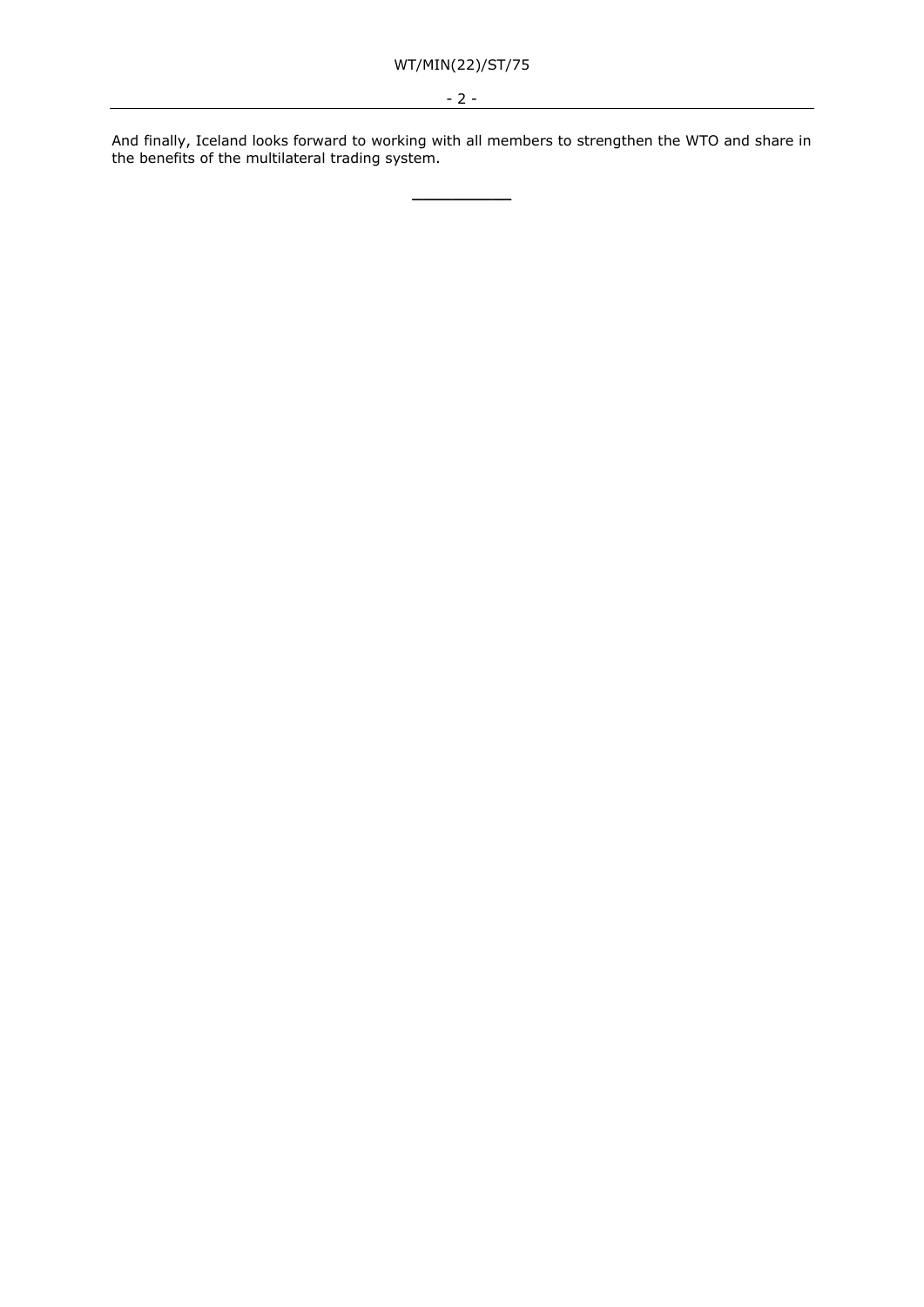And finally, Iceland looks forward to working with all members to strengthen the WTO and share in the benefits of the multilateral trading system.

__________